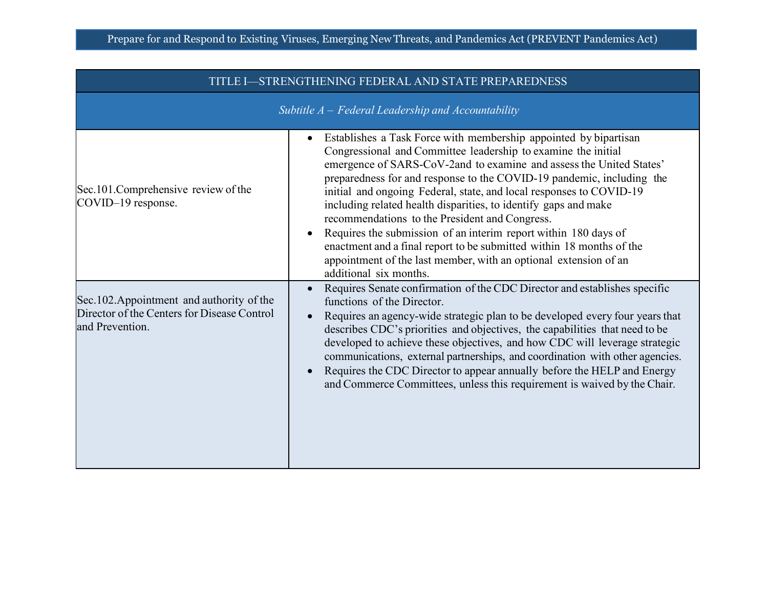# Prepare for and Respond to Existing Viruses, Emerging New Threats, and Pandemics Act (PREVENT Pandemics Act)

## TITLE I—STRENGTHENING FEDERAL AND STATE PREPAREDNESS

### *Subtitle A – Federal Leadership and Accountability*

| Section | Description |
|---|---|
| Sec.101.Comprehensive review of the COVID–19 response. | • Establishes a Task Force with membership appointed by bipartisan Congressional and Committee leadership to examine the initial emergence of SARS-CoV-2and to examine and assess the United States' preparedness for and response to the COVID-19 pandemic, including the initial and ongoing Federal, state, and local responses to COVID-19 including related health disparities, to identify gaps and make recommendations to the President and Congress.<br>• Requires the submission of an interim report within 180 days of enactment and a final report to be submitted within 18 months of the appointment of the last member, with an optional extension of an additional six months. |
| Sec.102.Appointment and authority of the Director of the Centers for Disease Control and Prevention. | • Requires Senate confirmation of the CDC Director and establishes specific functions of the Director.<br>• Requires an agency-wide strategic plan to be developed every four years that describes CDC's priorities and objectives, the capabilities that need to be developed to achieve these objectives, and how CDC will leverage strategic communications, external partnerships, and coordination with other agencies.<br>• Requires the CDC Director to appear annually before the HELP and Energy and Commerce Committees, unless this requirement is waived by the Chair. |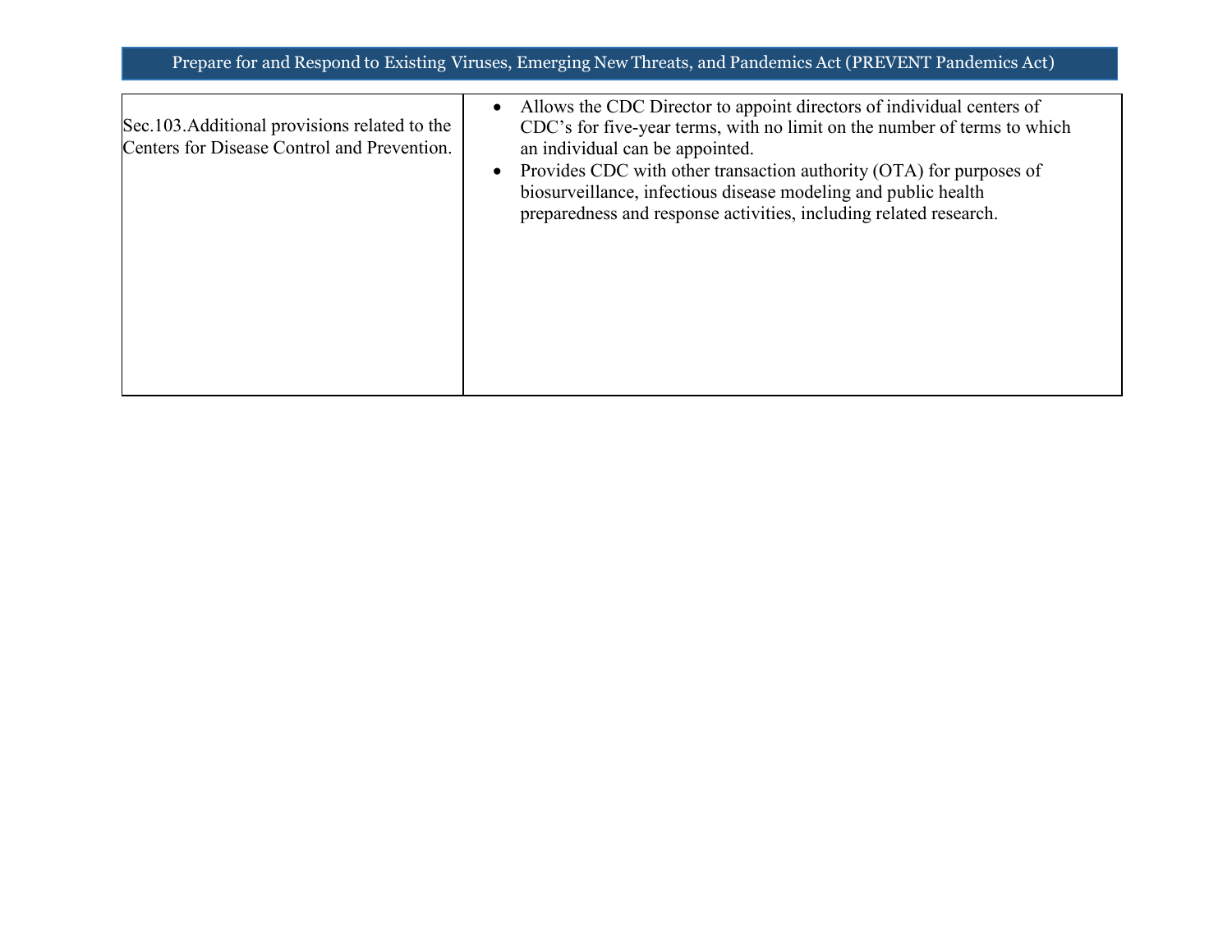| Section | Summary |
| --- | --- |
| Sec.103.Additional provisions related to the Centers for Disease Control and Prevention. | • Allows the CDC Director to appoint directors of individual centers of CDC's for five-year terms, with no limit on the number of terms to which an individual can be appointed.<br>• Provides CDC with other transaction authority (OTA) for purposes of biosurveillance, infectious disease modeling and public health preparedness and response activities, including related research. |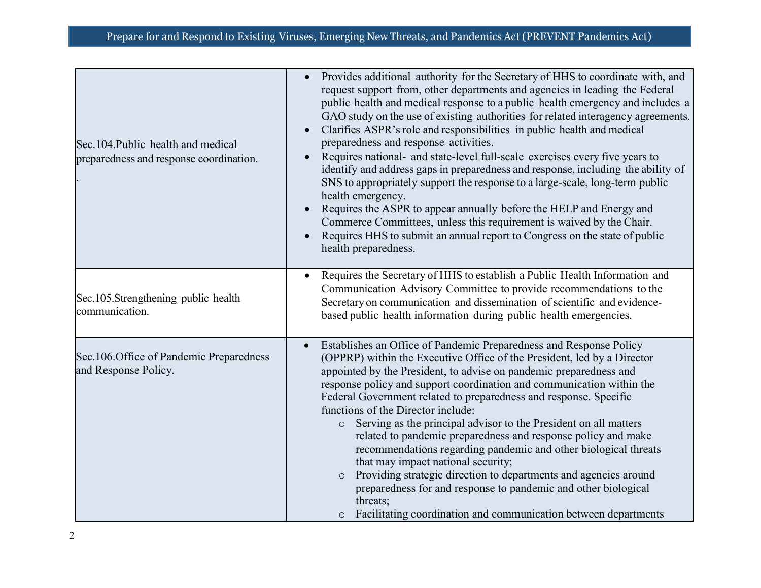| | |
|---|---|
| Sec.104.Public health and medical preparedness and response coordination. | • Provides additional authority for the Secretary of HHS to coordinate with, and request support from, other departments and agencies in leading the Federal public health and medical response to a public health emergency and includes a GAO study on the use of existing authorities for related interagency agreements.<br>• Clarifies ASPR's role and responsibilities in public health and medical preparedness and response activities.<br>• Requires national- and state-level full-scale exercises every five years to identify and address gaps in preparedness and response, including the ability of SNS to appropriately support the response to a large-scale, long-term public health emergency.<br>• Requires the ASPR to appear annually before the HELP and Energy and Commerce Committees, unless this requirement is waived by the Chair.<br>• Requires HHS to submit an annual report to Congress on the state of public health preparedness. |
| Sec.105.Strengthening public health communication. | • Requires the Secretary of HHS to establish a Public Health Information and Communication Advisory Committee to provide recommendations to the Secretary on communication and dissemination of scientific and evidence-based public health information during public health emergencies. |
| Sec.106.Office of Pandemic Preparedness and Response Policy. | • Establishes an Office of Pandemic Preparedness and Response Policy (OPPRP) within the Executive Office of the President, led by a Director appointed by the President, to advise on pandemic preparedness and response policy and support coordination and communication within the Federal Government related to preparedness and response. Specific functions of the Director include:<br>&nbsp;&nbsp;&nbsp;&nbsp;○ Serving as the principal advisor to the President on all matters related to pandemic preparedness and response policy and make recommendations regarding pandemic and other biological threats that may impact national security;<br>&nbsp;&nbsp;&nbsp;&nbsp;○ Providing strategic direction to departments and agencies around preparedness for and response to pandemic and other biological threats;<br>&nbsp;&nbsp;&nbsp;&nbsp;○ Facilitating coordination and communication between departments |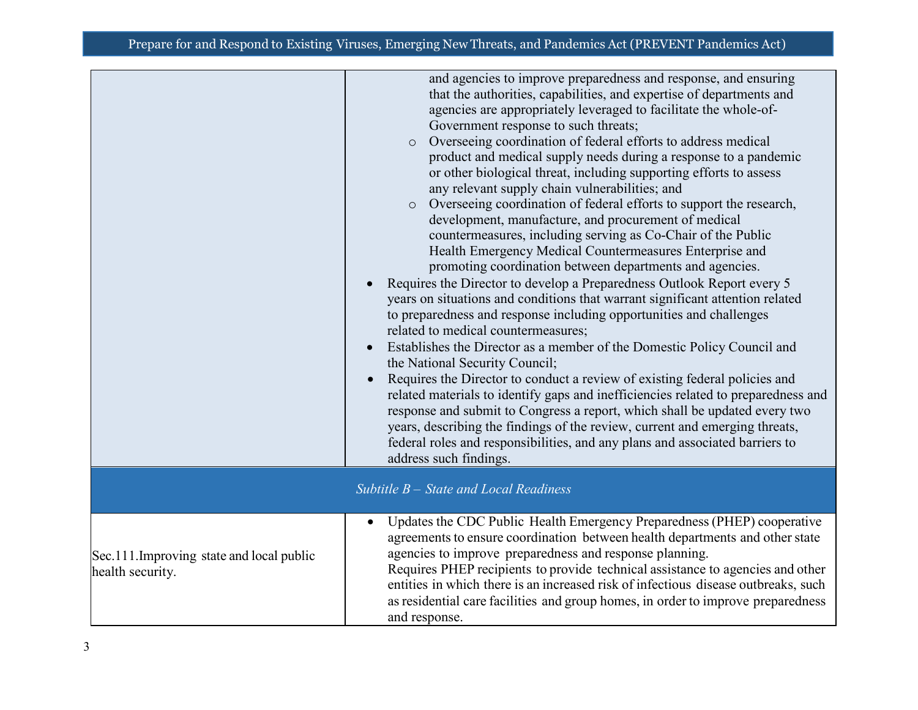| | |
|---|---|
| | and agencies to improve preparedness and response, and ensuring that the authorities, capabilities, and expertise of departments and agencies are appropriately leveraged to facilitate the whole-of-Government response to such threats;<br>◦ Overseeing coordination of federal efforts to address medical product and medical supply needs during a response to a pandemic or other biological threat, including supporting efforts to assess any relevant supply chain vulnerabilities; and<br>◦ Overseeing coordination of federal efforts to support the research, development, manufacture, and procurement of medical countermeasures, including serving as Co-Chair of the Public Health Emergency Medical Countermeasures Enterprise and promoting coordination between departments and agencies.<br>• Requires the Director to develop a Preparedness Outlook Report every 5 years on situations and conditions that warrant significant attention related to preparedness and response including opportunities and challenges related to medical countermeasures;<br>• Establishes the Director as a member of the Domestic Policy Council and the National Security Council;<br>• Requires the Director to conduct a review of existing federal policies and related materials to identify gaps and inefficiencies related to preparedness and response and submit to Congress a report, which shall be updated every two years, describing the findings of the review, current and emerging threats, federal roles and responsibilities, and any plans and associated barriers to address such findings. |
| *Subtitle B – State and Local Readiness* | |
| Sec.111.Improving state and local public health security. | • Updates the CDC Public Health Emergency Preparedness (PHEP) cooperative agreements to ensure coordination between health departments and other state agencies to improve preparedness and response planning.<br>Requires PHEP recipients to provide technical assistance to agencies and other entities in which there is an increased risk of infectious disease outbreaks, such as residential care facilities and group homes, in order to improve preparedness and response. |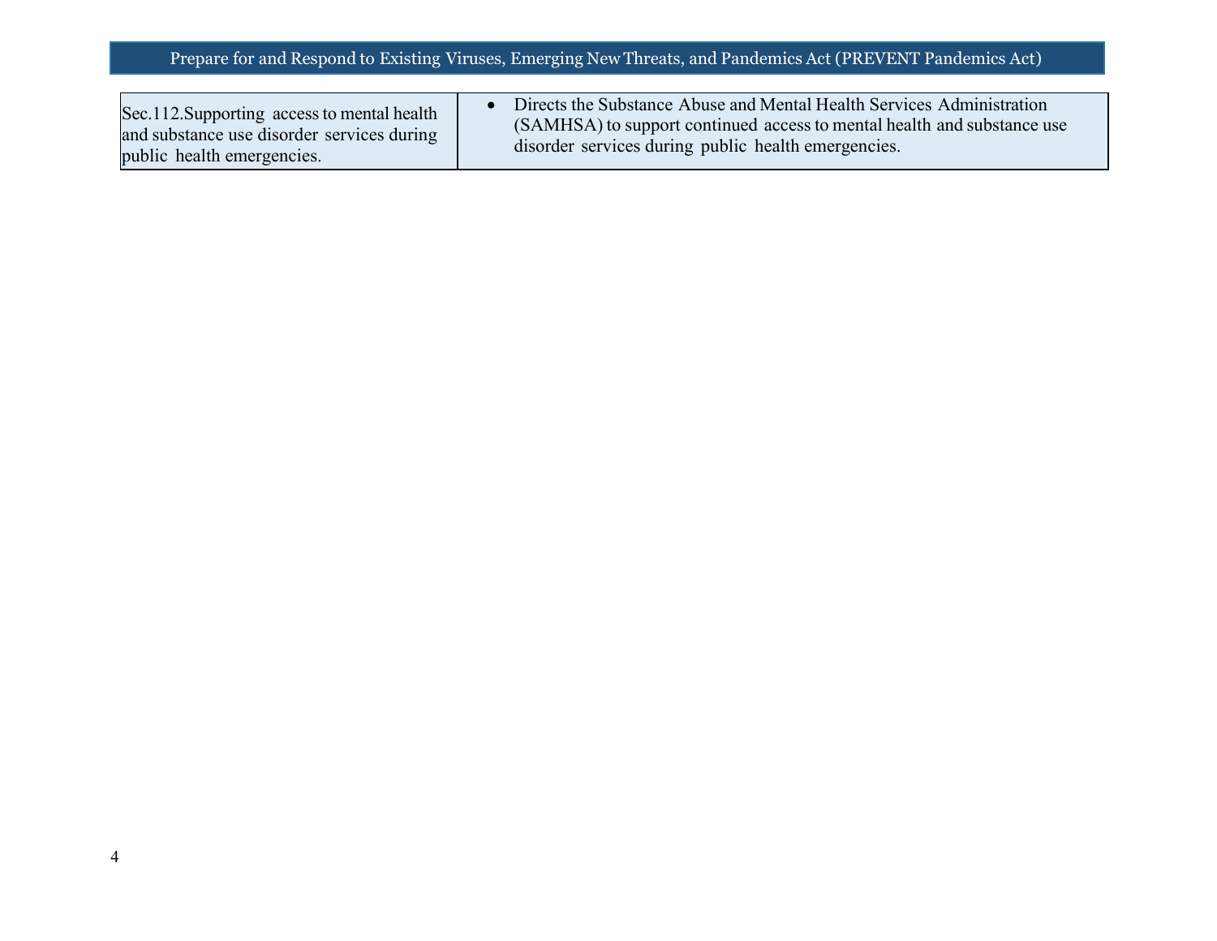| | |
|---|---|
| Sec.112.Supporting access to mental health and substance use disorder services during public health emergencies. | • Directs the Substance Abuse and Mental Health Services Administration (SAMHSA) to support continued access to mental health and substance use disorder services during public health emergencies. |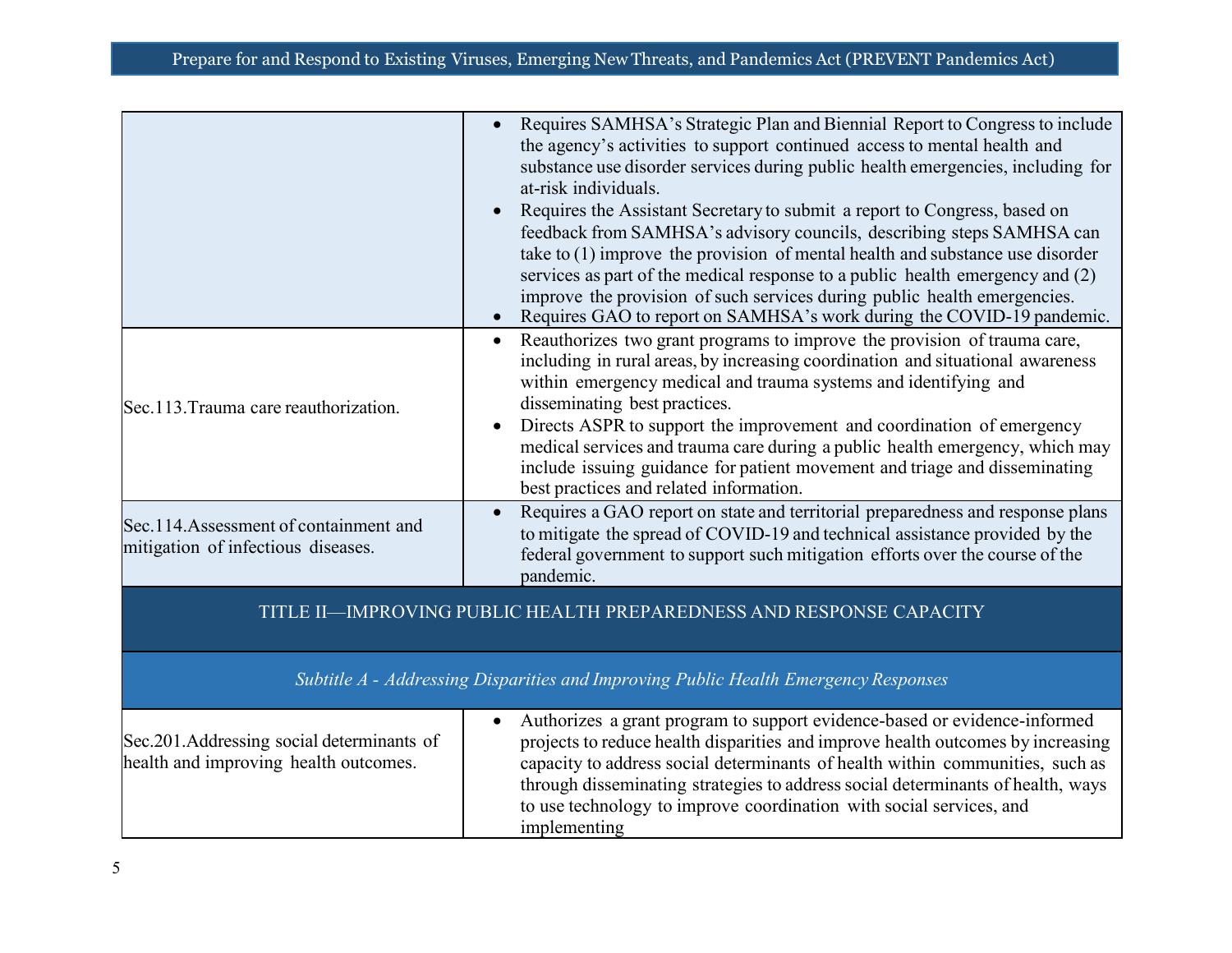| | |
|---|---|
| | • Requires SAMHSA's Strategic Plan and Biennial Report to Congress to include the agency's activities to support continued access to mental health and substance use disorder services during public health emergencies, including for at-risk individuals.<br>• Requires the Assistant Secretary to submit a report to Congress, based on feedback from SAMHSA's advisory councils, describing steps SAMHSA can take to (1) improve the provision of mental health and substance use disorder services as part of the medical response to a public health emergency and (2) improve the provision of such services during public health emergencies.<br>• Requires GAO to report on SAMHSA's work during the COVID-19 pandemic. |
| Sec.113.Trauma care reauthorization. | • Reauthorizes two grant programs to improve the provision of trauma care, including in rural areas, by increasing coordination and situational awareness within emergency medical and trauma systems and identifying and disseminating best practices.<br>• Directs ASPR to support the improvement and coordination of emergency medical services and trauma care during a public health emergency, which may include issuing guidance for patient movement and triage and disseminating best practices and related information. |
| Sec.114.Assessment of containment and mitigation of infectious diseases. | • Requires a GAO report on state and territorial preparedness and response plans to mitigate the spread of COVID-19 and technical assistance provided by the federal government to support such mitigation efforts over the course of the pandemic. |
| **TITLE II—IMPROVING PUBLIC HEALTH PREPAREDNESS AND RESPONSE CAPACITY** | |
| *Subtitle A - Addressing Disparities and Improving Public Health Emergency Responses* | |
| Sec.201.Addressing social determinants of health and improving health outcomes. | • Authorizes a grant program to support evidence-based or evidence-informed projects to reduce health disparities and improve health outcomes by increasing capacity to address social determinants of health within communities, such as through disseminating strategies to address social determinants of health, ways to use technology to improve coordination with social services, and implementing |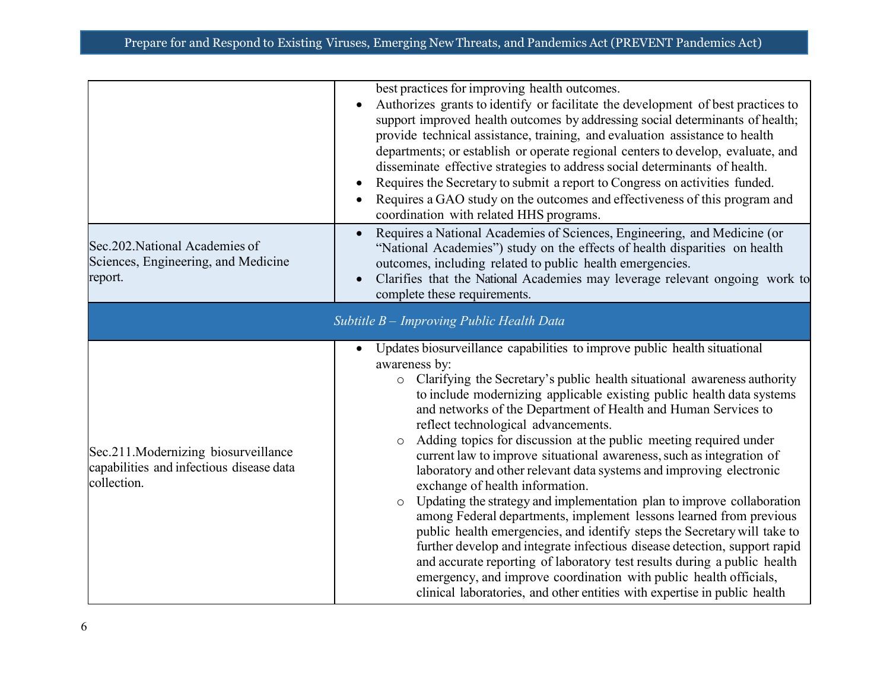| | |
|---|---|
| | best practices for improving health outcomes.<br>• Authorizes grants to identify or facilitate the development of best practices to support improved health outcomes by addressing social determinants of health; provide technical assistance, training, and evaluation assistance to health departments; or establish or operate regional centers to develop, evaluate, and disseminate effective strategies to address social determinants of health.<br>• Requires the Secretary to submit a report to Congress on activities funded.<br>• Requires a GAO study on the outcomes and effectiveness of this program and coordination with related HHS programs. |
| Sec.202.National Academies of Sciences, Engineering, and Medicine report. | • Requires a National Academies of Sciences, Engineering, and Medicine (or "National Academies") study on the effects of health disparities on health outcomes, including related to public health emergencies.<br>• Clarifies that the National Academies may leverage relevant ongoing work to complete these requirements. |
| *Subtitle B – Improving Public Health Data* | |
| Sec.211.Modernizing biosurveillance capabilities and infectious disease data collection. | • Updates biosurveillance capabilities to improve public health situational awareness by:<br>&nbsp;&nbsp;&nbsp;&nbsp;○ Clarifying the Secretary's public health situational awareness authority to include modernizing applicable existing public health data systems and networks of the Department of Health and Human Services to reflect technological advancements.<br>&nbsp;&nbsp;&nbsp;&nbsp;○ Adding topics for discussion at the public meeting required under current law to improve situational awareness, such as integration of laboratory and other relevant data systems and improving electronic exchange of health information.<br>&nbsp;&nbsp;&nbsp;&nbsp;○ Updating the strategy and implementation plan to improve collaboration among Federal departments, implement lessons learned from previous public health emergencies, and identify steps the Secretary will take to further develop and integrate infectious disease detection, support rapid and accurate reporting of laboratory test results during a public health emergency, and improve coordination with public health officials, clinical laboratories, and other entities with expertise in public health |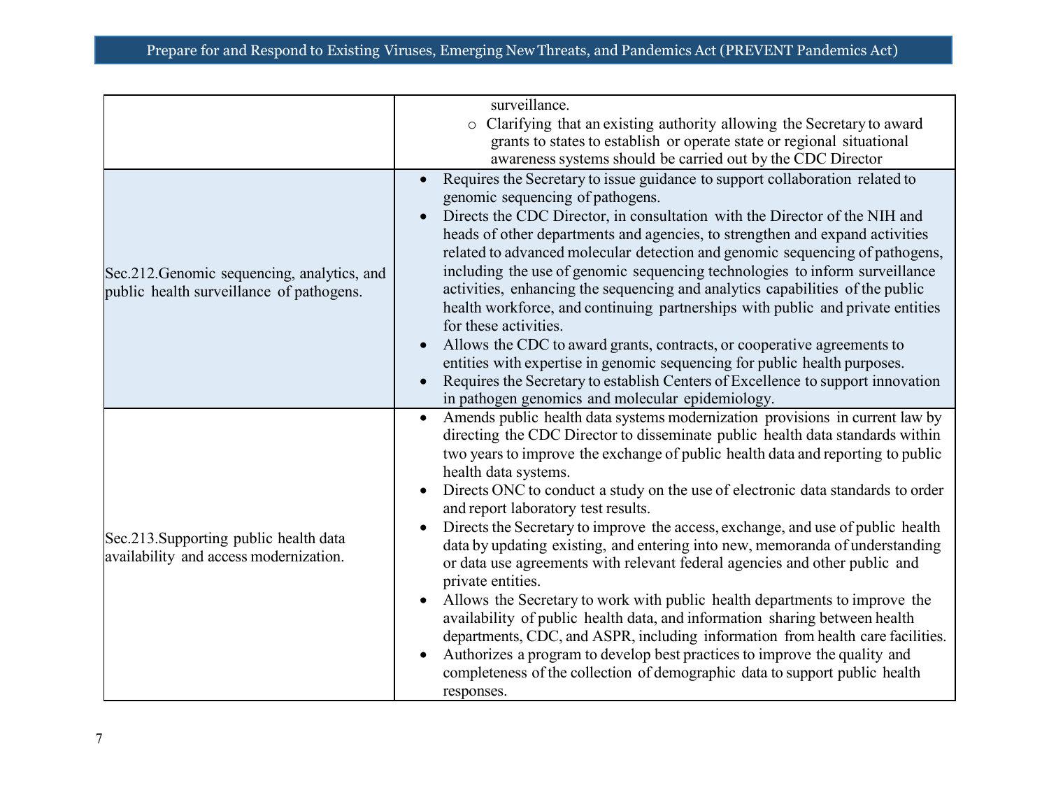| | |
|---|---|
| | surveillance.<br>o Clarifying that an existing authority allowing the Secretary to award grants to states to establish or operate state or regional situational awareness systems should be carried out by the CDC Director |
| Sec.212.Genomic sequencing, analytics, and public health surveillance of pathogens. | • Requires the Secretary to issue guidance to support collaboration related to genomic sequencing of pathogens.<br>• Directs the CDC Director, in consultation with the Director of the NIH and heads of other departments and agencies, to strengthen and expand activities related to advanced molecular detection and genomic sequencing of pathogens, including the use of genomic sequencing technologies to inform surveillance activities, enhancing the sequencing and analytics capabilities of the public health workforce, and continuing partnerships with public and private entities for these activities.<br>• Allows the CDC to award grants, contracts, or cooperative agreements to entities with expertise in genomic sequencing for public health purposes.<br>• Requires the Secretary to establish Centers of Excellence to support innovation in pathogen genomics and molecular epidemiology. |
| Sec.213.Supporting public health data availability and access modernization. | • Amends public health data systems modernization provisions in current law by directing the CDC Director to disseminate public health data standards within two years to improve the exchange of public health data and reporting to public health data systems.<br>• Directs ONC to conduct a study on the use of electronic data standards to order and report laboratory test results.<br>• Directs the Secretary to improve the access, exchange, and use of public health data by updating existing, and entering into new, memoranda of understanding or data use agreements with relevant federal agencies and other public and private entities.<br>• Allows the Secretary to work with public health departments to improve the availability of public health data, and information sharing between health departments, CDC, and ASPR, including information from health care facilities.<br>• Authorizes a program to develop best practices to improve the quality and completeness of the collection of demographic data to support public health responses. |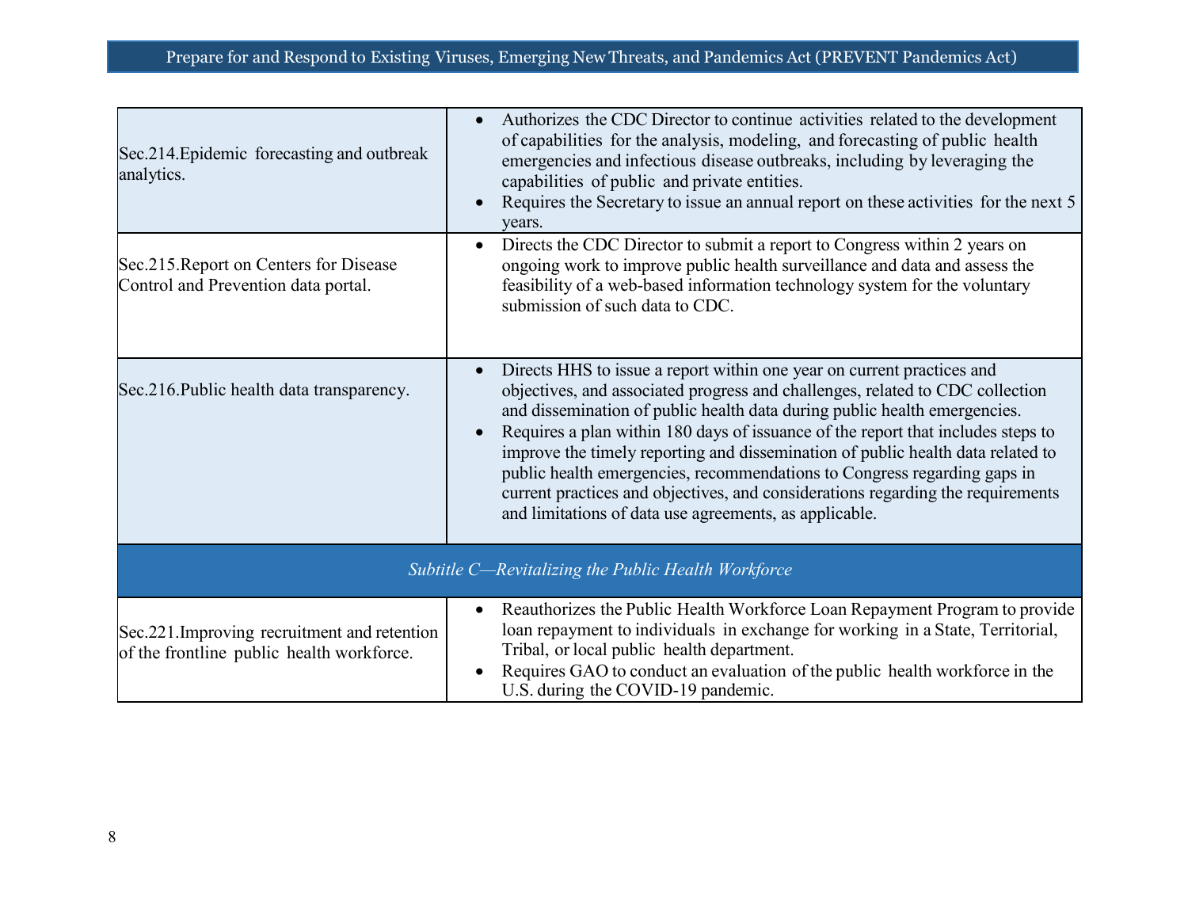| | |
|---|---|
| Sec.214.Epidemic forecasting and outbreak analytics. | • Authorizes the CDC Director to continue activities related to the development of capabilities for the analysis, modeling, and forecasting of public health emergencies and infectious disease outbreaks, including by leveraging the capabilities of public and private entities.<br>• Requires the Secretary to issue an annual report on these activities for the next 5 years. |
| Sec.215.Report on Centers for Disease Control and Prevention data portal. | • Directs the CDC Director to submit a report to Congress within 2 years on ongoing work to improve public health surveillance and data and assess the feasibility of a web-based information technology system for the voluntary submission of such data to CDC. |
| Sec.216.Public health data transparency. | • Directs HHS to issue a report within one year on current practices and objectives, and associated progress and challenges, related to CDC collection and dissemination of public health data during public health emergencies.<br>• Requires a plan within 180 days of issuance of the report that includes steps to improve the timely reporting and dissemination of public health data related to public health emergencies, recommendations to Congress regarding gaps in current practices and objectives, and considerations regarding the requirements and limitations of data use agreements, as applicable. |
| *Subtitle C—Revitalizing the Public Health Workforce* | |
| Sec.221.Improving recruitment and retention of the frontline public health workforce. | • Reauthorizes the Public Health Workforce Loan Repayment Program to provide loan repayment to individuals in exchange for working in a State, Territorial, Tribal, or local public health department.<br>• Requires GAO to conduct an evaluation of the public health workforce in the U.S. during the COVID-19 pandemic. |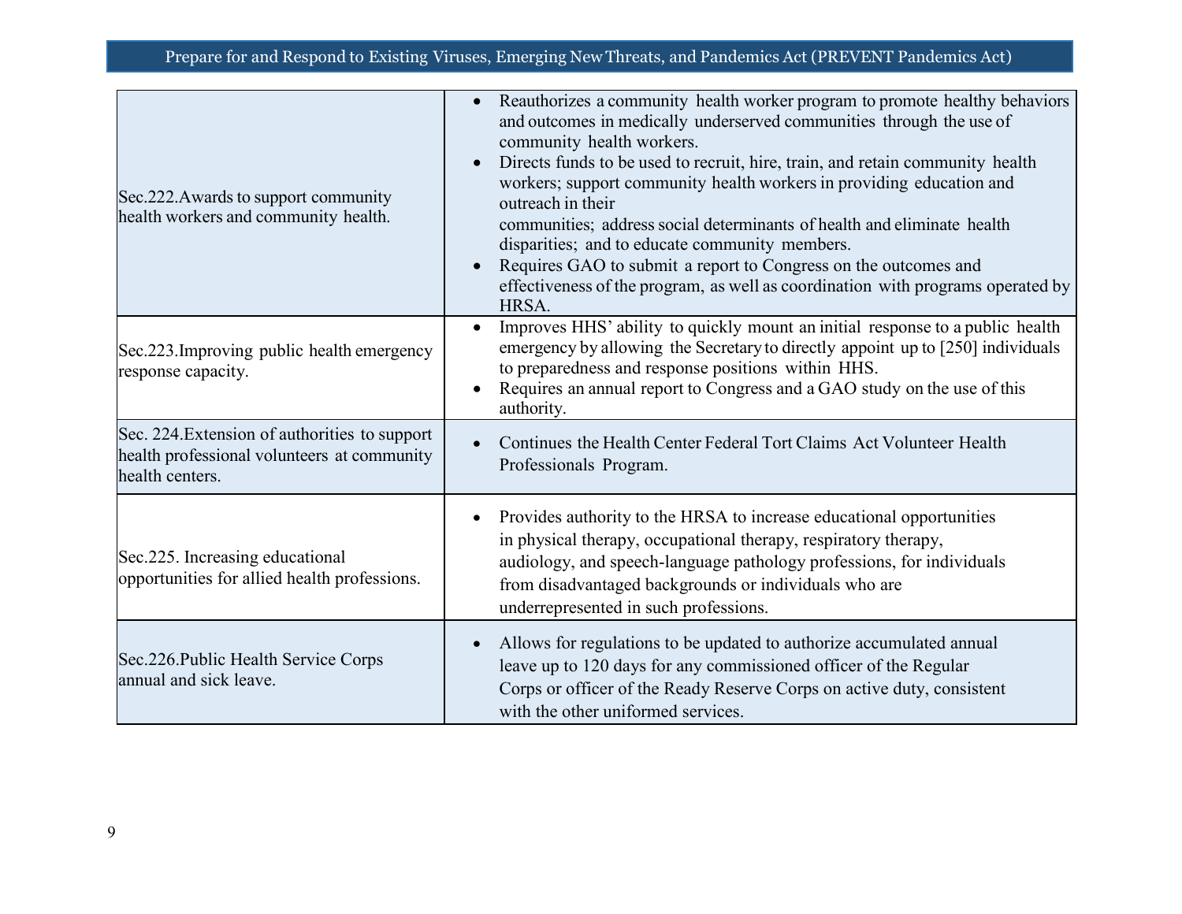| Section | Description |
| --- | --- |
| Sec.222.Awards to support community health workers and community health. | • Reauthorizes a community health worker program to promote healthy behaviors and outcomes in medically underserved communities through the use of community health workers.<br>• Directs funds to be used to recruit, hire, train, and retain community health workers; support community health workers in providing education and outreach in their communities; address social determinants of health and eliminate health disparities; and to educate community members.<br>• Requires GAO to submit a report to Congress on the outcomes and effectiveness of the program, as well as coordination with programs operated by HRSA. |
| Sec.223.Improving public health emergency response capacity. | • Improves HHS' ability to quickly mount an initial response to a public health emergency by allowing the Secretary to directly appoint up to [250] individuals to preparedness and response positions within HHS.<br>• Requires an annual report to Congress and a GAO study on the use of this authority. |
| Sec. 224.Extension of authorities to support health professional volunteers at community health centers. | • Continues the Health Center Federal Tort Claims Act Volunteer Health Professionals Program. |
| Sec.225. Increasing educational opportunities for allied health professions. | • Provides authority to the HRSA to increase educational opportunities in physical therapy, occupational therapy, respiratory therapy, audiology, and speech-language pathology professions, for individuals from disadvantaged backgrounds or individuals who are underrepresented in such professions. |
| Sec.226.Public Health Service Corps annual and sick leave. | • Allows for regulations to be updated to authorize accumulated annual leave up to 120 days for any commissioned officer of the Regular Corps or officer of the Ready Reserve Corps on active duty, consistent with the other uniformed services. |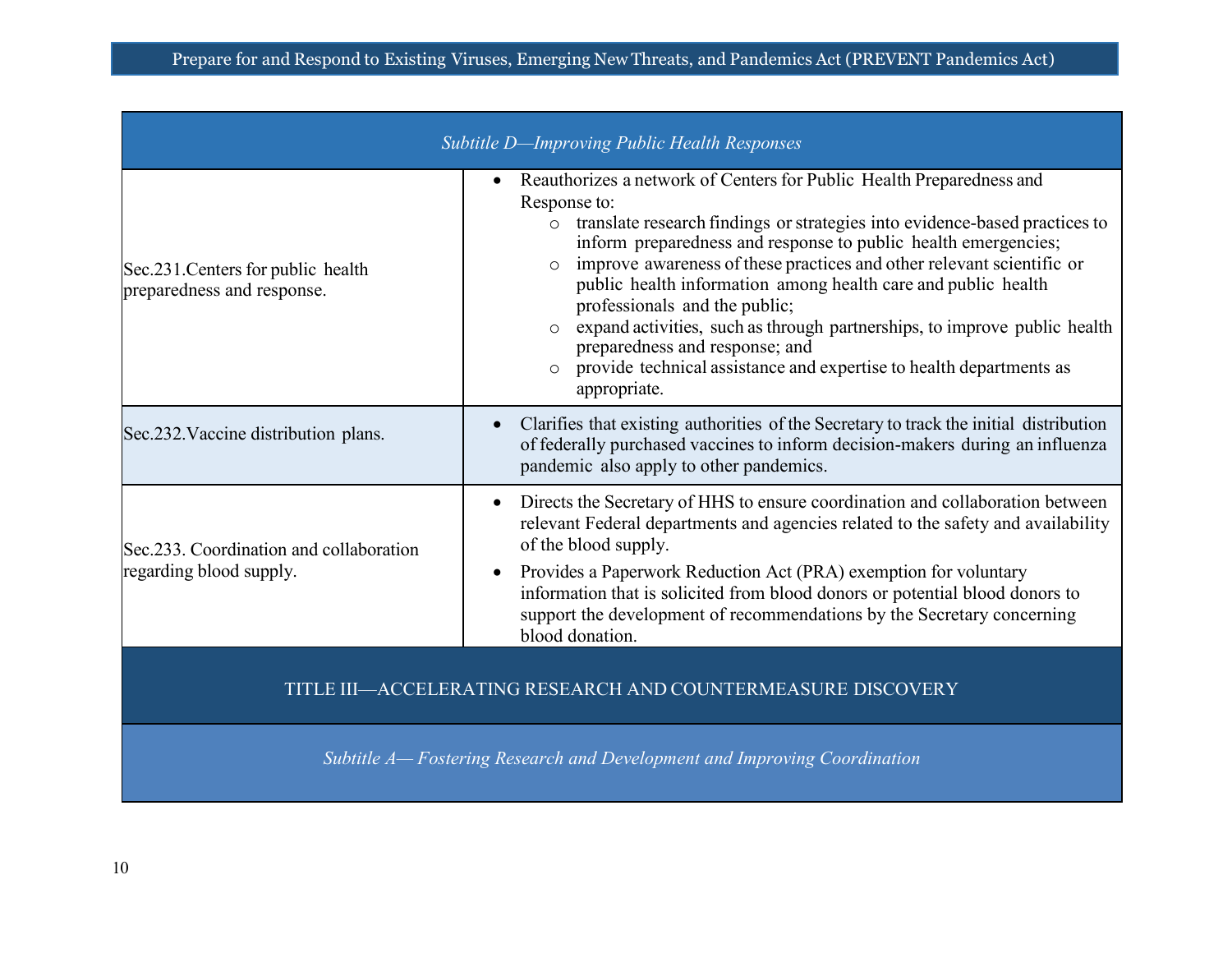| *Subtitle D—Improving Public Health Responses* | |
|---|---|
| Sec.231.Centers for public health preparedness and response. | • Reauthorizes a network of Centers for Public Health Preparedness and Response to:<br>○ translate research findings or strategies into evidence-based practices to inform preparedness and response to public health emergencies;<br>○ improve awareness of these practices and other relevant scientific or public health information among health care and public health professionals and the public;<br>○ expand activities, such as through partnerships, to improve public health preparedness and response; and<br>○ provide technical assistance and expertise to health departments as appropriate. |
| Sec.232.Vaccine distribution plans. | • Clarifies that existing authorities of the Secretary to track the initial distribution of federally purchased vaccines to inform decision-makers during an influenza pandemic also apply to other pandemics. |
| Sec.233. Coordination and collaboration regarding blood supply. | • Directs the Secretary of HHS to ensure coordination and collaboration between relevant Federal departments and agencies related to the safety and availability of the blood supply.<br>• Provides a Paperwork Reduction Act (PRA) exemption for voluntary information that is solicited from blood donors or potential blood donors to support the development of recommendations by the Secretary concerning blood donation. |
| TITLE III—ACCELERATING RESEARCH AND COUNTERMEASURE DISCOVERY | |
| *Subtitle A— Fostering Research and Development and Improving Coordination* | |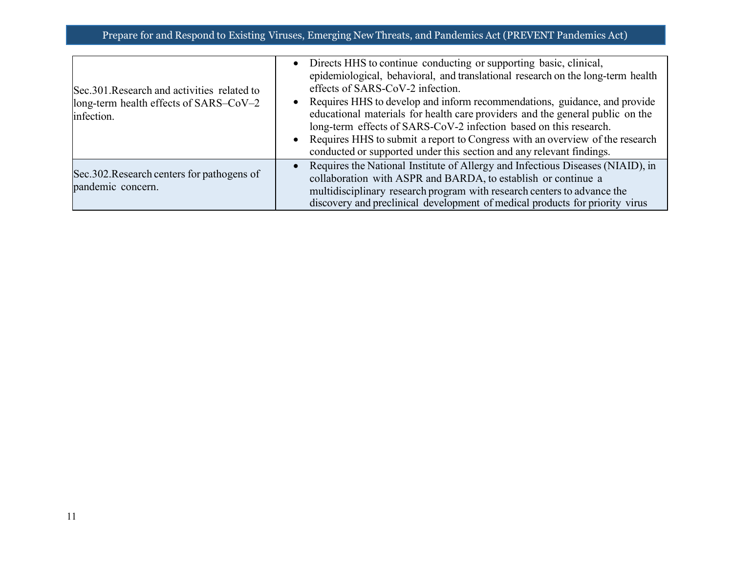## Prepare for and Respond to Existing Viruses, Emerging New Threats, and Pandemics Act (PREVENT Pandemics Act)

| | |
|---|---|
| Sec.301.Research and activities related to long-term health effects of SARS–CoV–2 infection. | • Directs HHS to continue conducting or supporting basic, clinical, epidemiological, behavioral, and translational research on the long-term health effects of SARS-CoV-2 infection.<br>• Requires HHS to develop and inform recommendations, guidance, and provide educational materials for health care providers and the general public on the long-term effects of SARS-CoV-2 infection based on this research.<br>• Requires HHS to submit a report to Congress with an overview of the research conducted or supported under this section and any relevant findings. |
| Sec.302.Research centers for pathogens of pandemic concern. | • Requires the National Institute of Allergy and Infectious Diseases (NIAID), in collaboration with ASPR and BARDA, to establish or continue a multidisciplinary research program with research centers to advance the discovery and preclinical development of medical products for priority virus |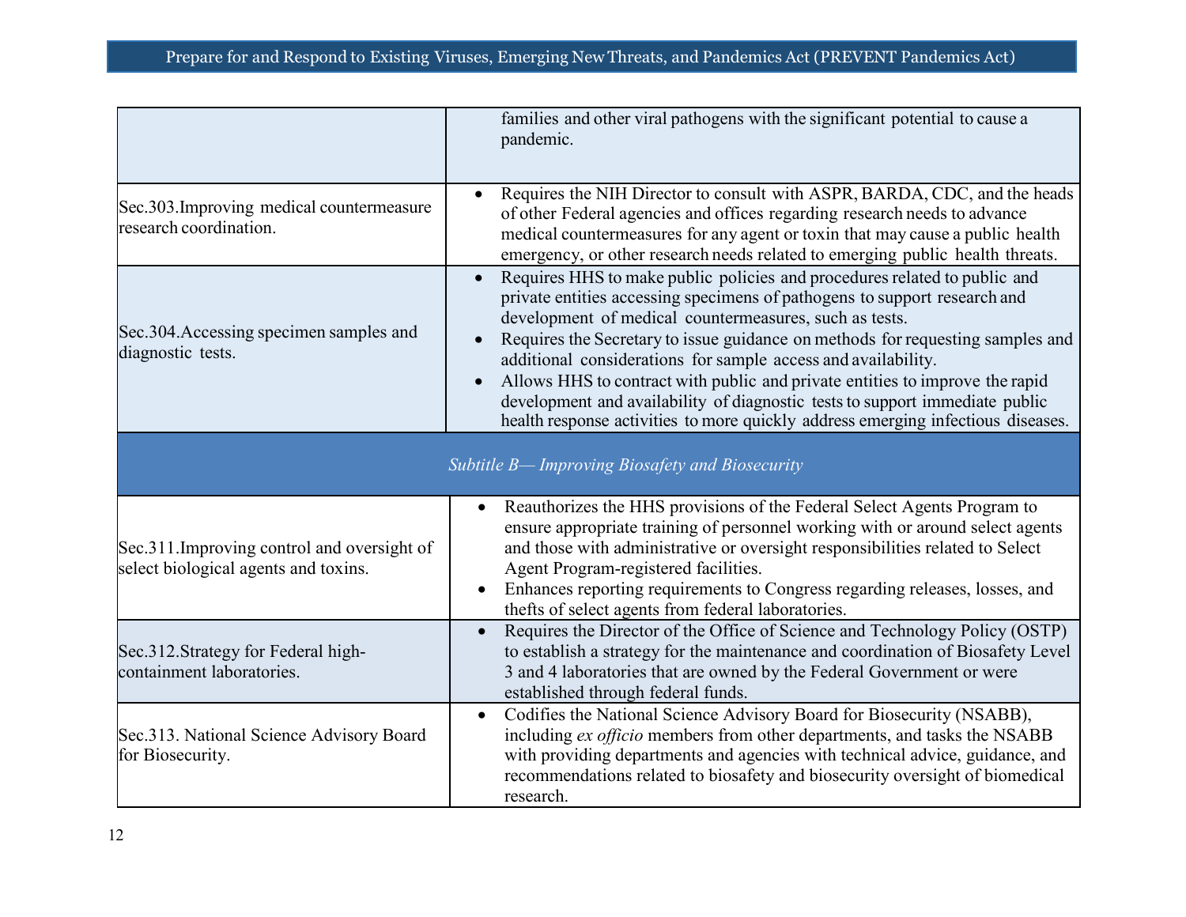| | |
|---|---|
| | families and other viral pathogens with the significant potential to cause a pandemic. |
| Sec.303.Improving medical countermeasure research coordination. | • Requires the NIH Director to consult with ASPR, BARDA, CDC, and the heads of other Federal agencies and offices regarding research needs to advance medical countermeasures for any agent or toxin that may cause a public health emergency, or other research needs related to emerging public health threats. |
| Sec.304.Accessing specimen samples and diagnostic tests. | • Requires HHS to make public policies and procedures related to public and private entities accessing specimens of pathogens to support research and development of medical countermeasures, such as tests.<br>• Requires the Secretary to issue guidance on methods for requesting samples and additional considerations for sample access and availability.<br>• Allows HHS to contract with public and private entities to improve the rapid development and availability of diagnostic tests to support immediate public health response activities to more quickly address emerging infectious diseases. |
| *Subtitle B— Improving Biosafety and Biosecurity* | |
| Sec.311.Improving control and oversight of select biological agents and toxins. | • Reauthorizes the HHS provisions of the Federal Select Agents Program to ensure appropriate training of personnel working with or around select agents and those with administrative or oversight responsibilities related to Select Agent Program-registered facilities.<br>• Enhances reporting requirements to Congress regarding releases, losses, and thefts of select agents from federal laboratories. |
| Sec.312.Strategy for Federal high-containment laboratories. | • Requires the Director of the Office of Science and Technology Policy (OSTP) to establish a strategy for the maintenance and coordination of Biosafety Level 3 and 4 laboratories that are owned by the Federal Government or were established through federal funds. |
| Sec.313. National Science Advisory Board for Biosecurity. | • Codifies the National Science Advisory Board for Biosecurity (NSABB), including *ex officio* members from other departments, and tasks the NSABB with providing departments and agencies with technical advice, guidance, and recommendations related to biosafety and biosecurity oversight of biomedical research. |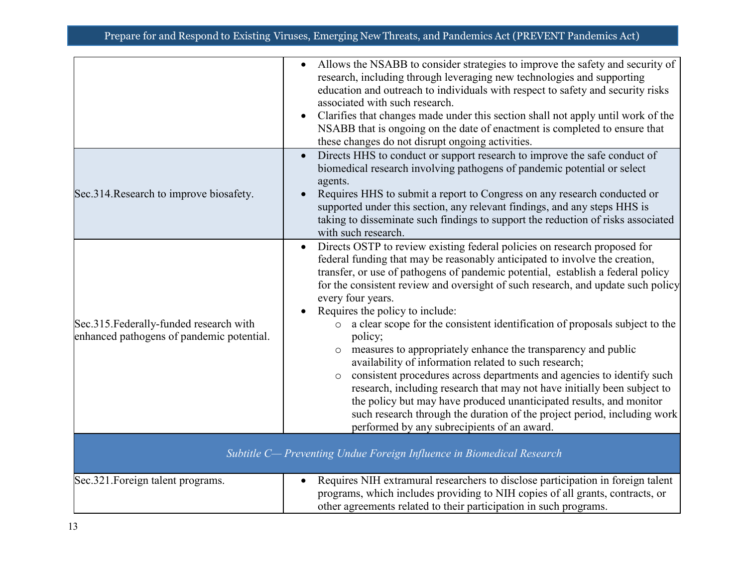| | |
|---|---|
| | • Allows the NSABB to consider strategies to improve the safety and security of research, including through leveraging new technologies and supporting education and outreach to individuals with respect to safety and security risks associated with such research.<br>• Clarifies that changes made under this section shall not apply until work of the NSABB that is ongoing on the date of enactment is completed to ensure that these changes do not disrupt ongoing activities. |
| Sec.314.Research to improve biosafety. | • Directs HHS to conduct or support research to improve the safe conduct of biomedical research involving pathogens of pandemic potential or select agents.<br>• Requires HHS to submit a report to Congress on any research conducted or supported under this section, any relevant findings, and any steps HHS is taking to disseminate such findings to support the reduction of risks associated with such research. |
| Sec.315.Federally-funded research with enhanced pathogens of pandemic potential. | • Directs OSTP to review existing federal policies on research proposed for federal funding that may be reasonably anticipated to involve the creation, transfer, or use of pathogens of pandemic potential, establish a federal policy for the consistent review and oversight of such research, and update such policy every four years.<br>• Requires the policy to include:<br>&nbsp;&nbsp;&nbsp;&nbsp;○ a clear scope for the consistent identification of proposals subject to the policy;<br>&nbsp;&nbsp;&nbsp;&nbsp;○ measures to appropriately enhance the transparency and public availability of information related to such research;<br>&nbsp;&nbsp;&nbsp;&nbsp;○ consistent procedures across departments and agencies to identify such research, including research that may not have initially been subject to the policy but may have produced unanticipated results, and monitor such research through the duration of the project period, including work performed by any subrecipients of an award. |
| *Subtitle C— Preventing Undue Foreign Influence in Biomedical Research* | |
| Sec.321.Foreign talent programs. | • Requires NIH extramural researchers to disclose participation in foreign talent programs, which includes providing to NIH copies of all grants, contracts, or other agreements related to their participation in such programs. |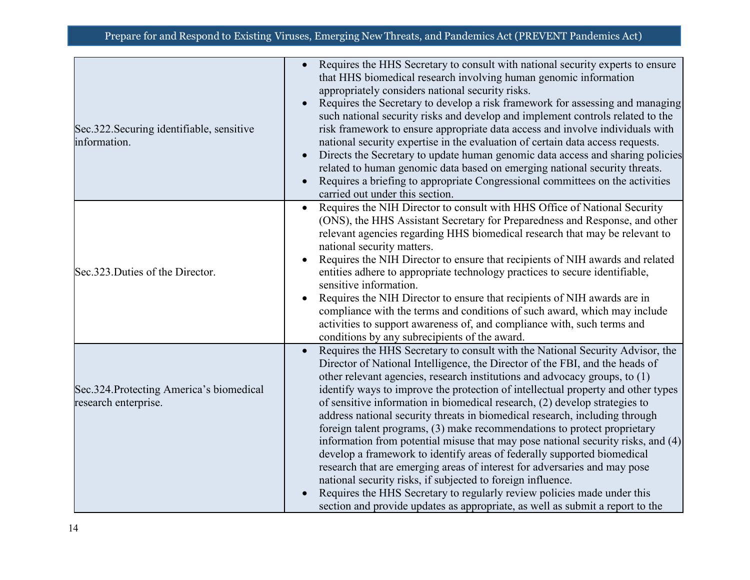| | |
|---|---|
| Sec.322.Securing identifiable, sensitive information. | • Requires the HHS Secretary to consult with national security experts to ensure that HHS biomedical research involving human genomic information appropriately considers national security risks.<br>• Requires the Secretary to develop a risk framework for assessing and managing such national security risks and develop and implement controls related to the risk framework to ensure appropriate data access and involve individuals with national security expertise in the evaluation of certain data access requests.<br>• Directs the Secretary to update human genomic data access and sharing policies related to human genomic data based on emerging national security threats.<br>• Requires a briefing to appropriate Congressional committees on the activities carried out under this section. |
| Sec.323.Duties of the Director. | • Requires the NIH Director to consult with HHS Office of National Security (ONS), the HHS Assistant Secretary for Preparedness and Response, and other relevant agencies regarding HHS biomedical research that may be relevant to national security matters.<br>• Requires the NIH Director to ensure that recipients of NIH awards and related entities adhere to appropriate technology practices to secure identifiable, sensitive information.<br>• Requires the NIH Director to ensure that recipients of NIH awards are in compliance with the terms and conditions of such award, which may include activities to support awareness of, and compliance with, such terms and conditions by any subrecipients of the award. |
| Sec.324.Protecting America's biomedical research enterprise. | • Requires the HHS Secretary to consult with the National Security Advisor, the Director of National Intelligence, the Director of the FBI, and the heads of other relevant agencies, research institutions and advocacy groups, to (1) identify ways to improve the protection of intellectual property and other types of sensitive information in biomedical research, (2) develop strategies to address national security threats in biomedical research, including through foreign talent programs, (3) make recommendations to protect proprietary information from potential misuse that may pose national security risks, and (4) develop a framework to identify areas of federally supported biomedical research that are emerging areas of interest for adversaries and may pose national security risks, if subjected to foreign influence.<br>• Requires the HHS Secretary to regularly review policies made under this section and provide updates as appropriate, as well as submit a report to the |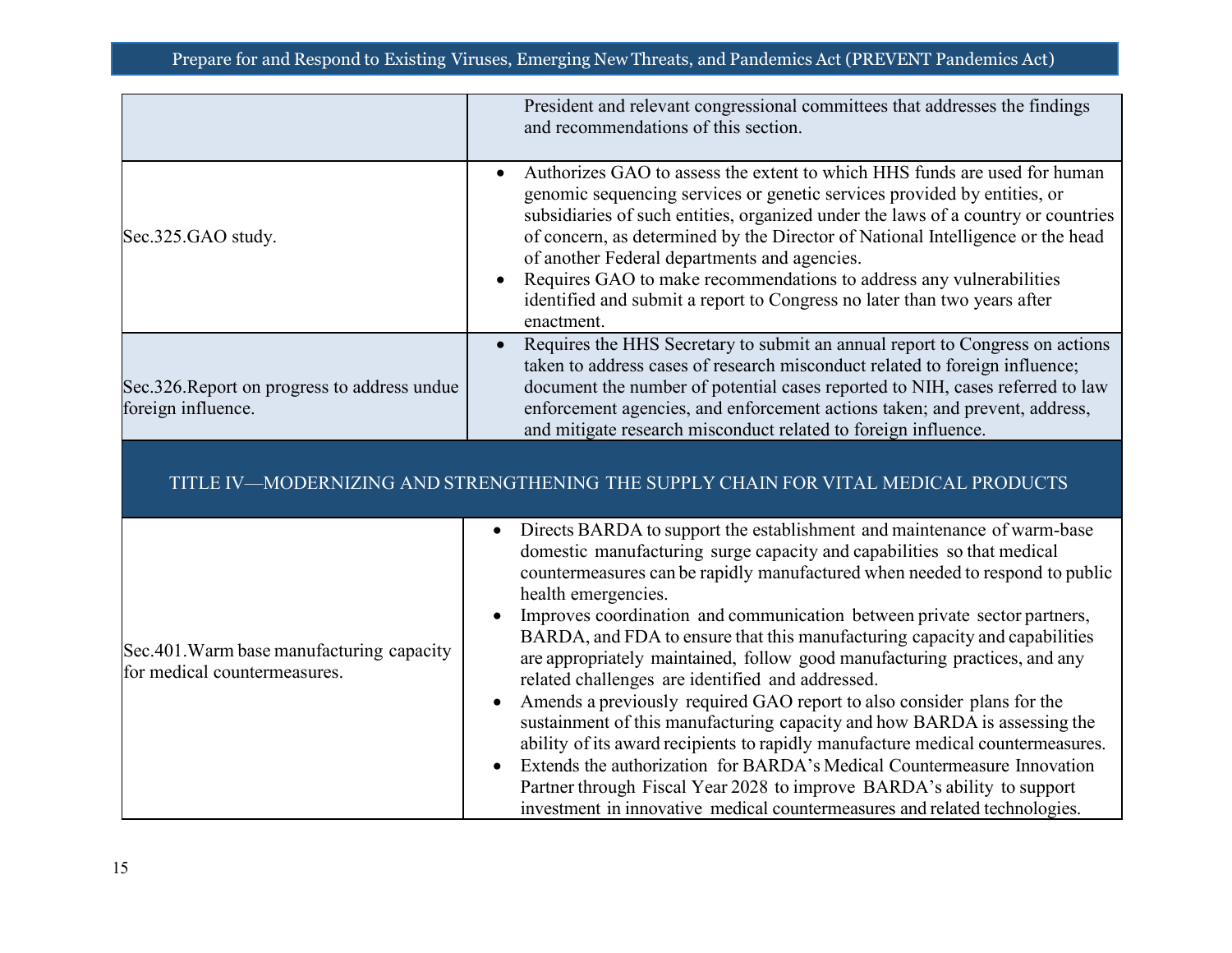| | |
|---|---|
| | President and relevant congressional committees that addresses the findings and recommendations of this section. |
| Sec.325.GAO study. | • Authorizes GAO to assess the extent to which HHS funds are used for human genomic sequencing services or genetic services provided by entities, or subsidiaries of such entities, organized under the laws of a country or countries of concern, as determined by the Director of National Intelligence or the head of another Federal departments and agencies.<br>• Requires GAO to make recommendations to address any vulnerabilities identified and submit a report to Congress no later than two years after enactment. |
| Sec.326.Report on progress to address undue foreign influence. | • Requires the HHS Secretary to submit an annual report to Congress on actions taken to address cases of research misconduct related to foreign influence; document the number of potential cases reported to NIH, cases referred to law enforcement agencies, and enforcement actions taken; and prevent, address, and mitigate research misconduct related to foreign influence. |
| **TITLE IV—MODERNIZING AND STRENGTHENING THE SUPPLY CHAIN FOR VITAL MEDICAL PRODUCTS** | |
| Sec.401.Warm base manufacturing capacity for medical countermeasures. | • Directs BARDA to support the establishment and maintenance of warm-base domestic manufacturing surge capacity and capabilities so that medical countermeasures can be rapidly manufactured when needed to respond to public health emergencies.<br>• Improves coordination and communication between private sector partners, BARDA, and FDA to ensure that this manufacturing capacity and capabilities are appropriately maintained, follow good manufacturing practices, and any related challenges are identified and addressed.<br>• Amends a previously required GAO report to also consider plans for the sustainment of this manufacturing capacity and how BARDA is assessing the ability of its award recipients to rapidly manufacture medical countermeasures.<br>• Extends the authorization for BARDA's Medical Countermeasure Innovation Partner through Fiscal Year 2028 to improve BARDA's ability to support investment in innovative medical countermeasures and related technologies. |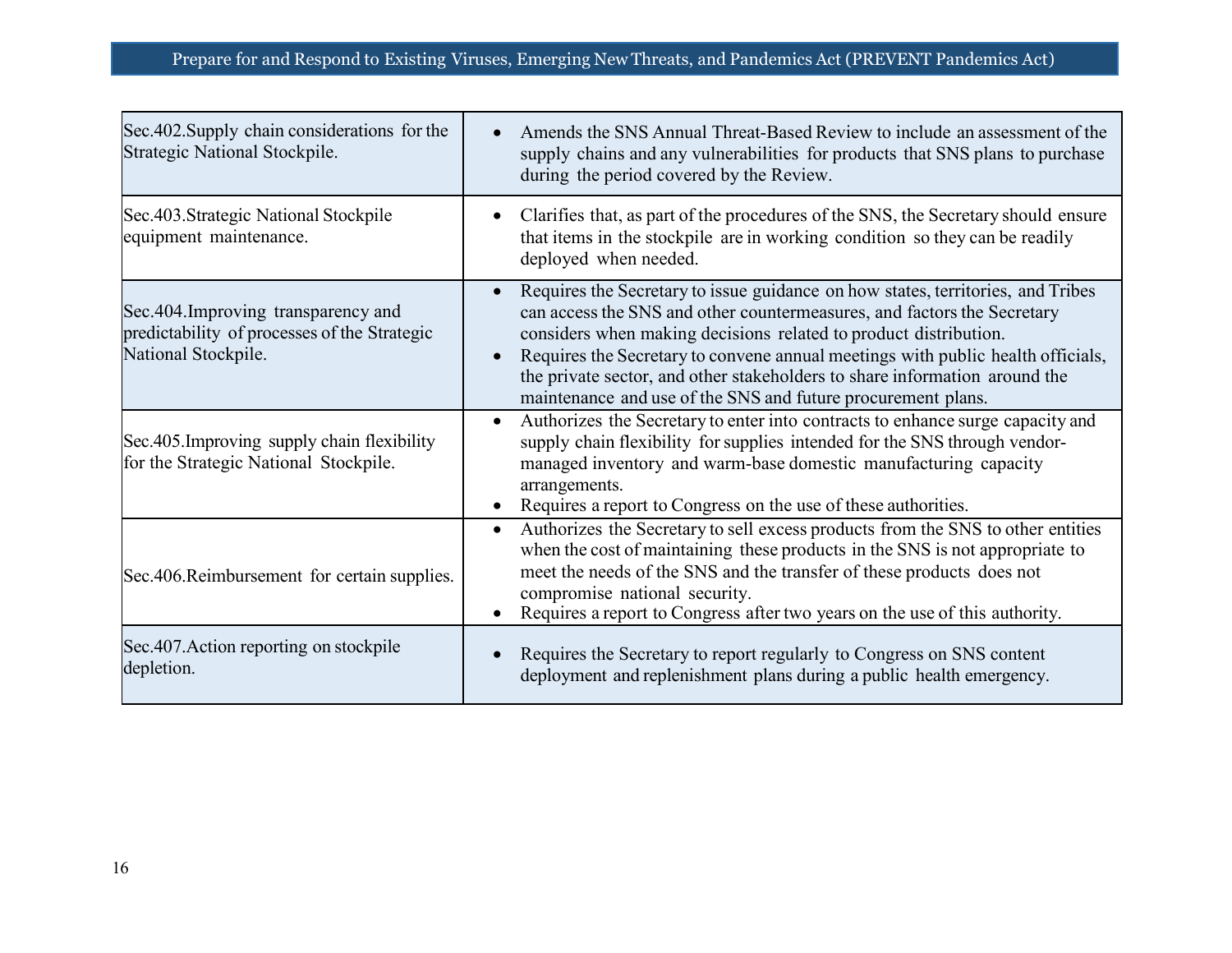| Section | Description |
|---|---|
| Sec.402.Supply chain considerations for the Strategic National Stockpile. | • Amends the SNS Annual Threat-Based Review to include an assessment of the supply chains and any vulnerabilities for products that SNS plans to purchase during the period covered by the Review. |
| Sec.403.Strategic National Stockpile equipment maintenance. | • Clarifies that, as part of the procedures of the SNS, the Secretary should ensure that items in the stockpile are in working condition so they can be readily deployed when needed. |
| Sec.404.Improving transparency and predictability of processes of the Strategic National Stockpile. | • Requires the Secretary to issue guidance on how states, territories, and Tribes can access the SNS and other countermeasures, and factors the Secretary considers when making decisions related to product distribution.<br>• Requires the Secretary to convene annual meetings with public health officials, the private sector, and other stakeholders to share information around the maintenance and use of the SNS and future procurement plans. |
| Sec.405.Improving supply chain flexibility for the Strategic National Stockpile. | • Authorizes the Secretary to enter into contracts to enhance surge capacity and supply chain flexibility for supplies intended for the SNS through vendor-managed inventory and warm-base domestic manufacturing capacity arrangements.<br>• Requires a report to Congress on the use of these authorities. |
| Sec.406.Reimbursement for certain supplies. | • Authorizes the Secretary to sell excess products from the SNS to other entities when the cost of maintaining these products in the SNS is not appropriate to meet the needs of the SNS and the transfer of these products does not compromise national security.<br>• Requires a report to Congress after two years on the use of this authority. |
| Sec.407.Action reporting on stockpile depletion. | • Requires the Secretary to report regularly to Congress on SNS content deployment and replenishment plans during a public health emergency. |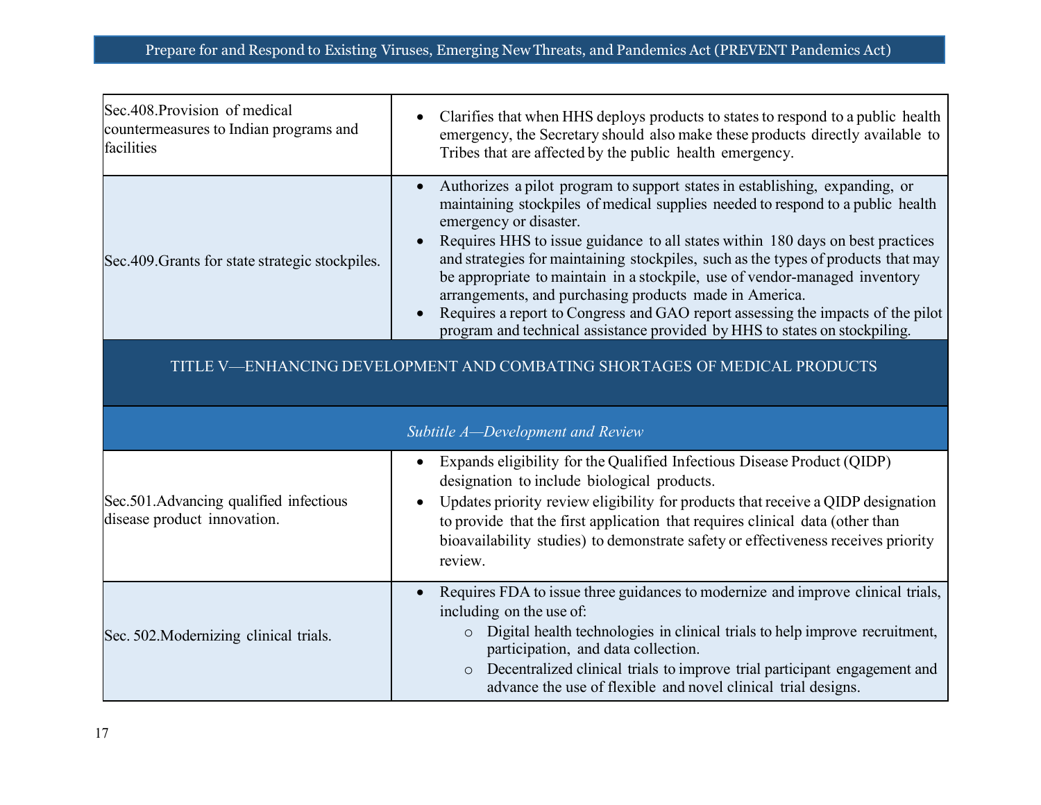| | |
|---|---|
| Sec.408.Provision of medical countermeasures to Indian programs and facilities | • Clarifies that when HHS deploys products to states to respond to a public health emergency, the Secretary should also make these products directly available to Tribes that are affected by the public health emergency. |
| Sec.409.Grants for state strategic stockpiles. | • Authorizes a pilot program to support states in establishing, expanding, or maintaining stockpiles of medical supplies needed to respond to a public health emergency or disaster.<br>• Requires HHS to issue guidance to all states within 180 days on best practices and strategies for maintaining stockpiles, such as the types of products that may be appropriate to maintain in a stockpile, use of vendor-managed inventory arrangements, and purchasing products made in America.<br>• Requires a report to Congress and GAO report assessing the impacts of the pilot program and technical assistance provided by HHS to states on stockpiling. |
| **TITLE V—ENHANCING DEVELOPMENT AND COMBATING SHORTAGES OF MEDICAL PRODUCTS** | |
| *Subtitle A—Development and Review* | |
| Sec.501.Advancing qualified infectious disease product innovation. | • Expands eligibility for the Qualified Infectious Disease Product (QIDP) designation to include biological products.<br>• Updates priority review eligibility for products that receive a QIDP designation to provide that the first application that requires clinical data (other than bioavailability studies) to demonstrate safety or effectiveness receives priority review. |
| Sec. 502.Modernizing clinical trials. | • Requires FDA to issue three guidances to modernize and improve clinical trials, including on the use of:<br>&nbsp;&nbsp;&nbsp;&nbsp;○ Digital health technologies in clinical trials to help improve recruitment, participation, and data collection.<br>&nbsp;&nbsp;&nbsp;&nbsp;○ Decentralized clinical trials to improve trial participant engagement and advance the use of flexible and novel clinical trial designs. |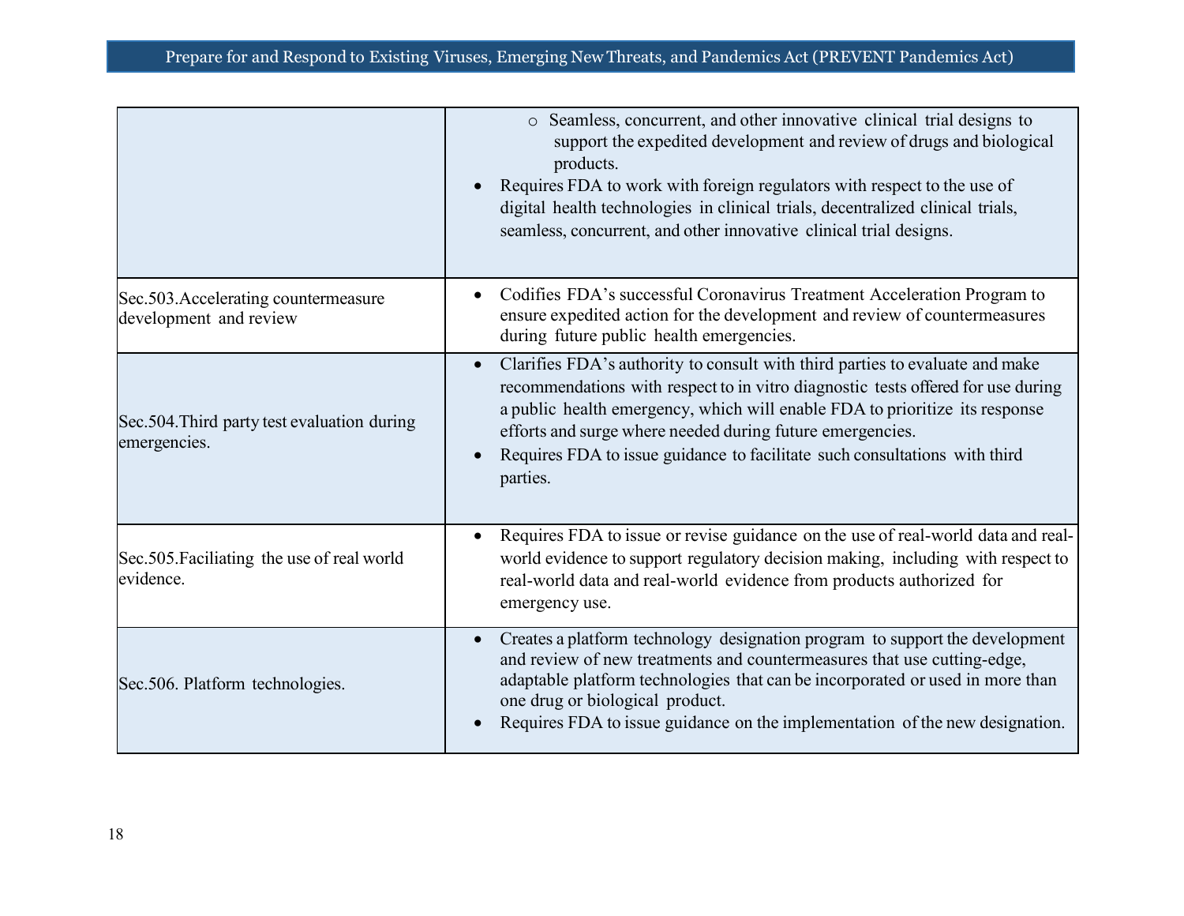| | |
|---|---|
| | ○ Seamless, concurrent, and other innovative clinical trial designs to support the expedited development and review of drugs and biological products.<br>• Requires FDA to work with foreign regulators with respect to the use of digital health technologies in clinical trials, decentralized clinical trials, seamless, concurrent, and other innovative clinical trial designs. |
| Sec.503.Accelerating countermeasure development and review | • Codifies FDA's successful Coronavirus Treatment Acceleration Program to ensure expedited action for the development and review of countermeasures during future public health emergencies. |
| Sec.504.Third party test evaluation during emergencies. | • Clarifies FDA's authority to consult with third parties to evaluate and make recommendations with respect to in vitro diagnostic tests offered for use during a public health emergency, which will enable FDA to prioritize its response efforts and surge where needed during future emergencies.<br>• Requires FDA to issue guidance to facilitate such consultations with third parties. |
| Sec.505.Faciliating the use of real world evidence. | • Requires FDA to issue or revise guidance on the use of real-world data and real-world evidence to support regulatory decision making, including with respect to real-world data and real-world evidence from products authorized for emergency use. |
| Sec.506. Platform technologies. | • Creates a platform technology designation program to support the development and review of new treatments and countermeasures that use cutting-edge, adaptable platform technologies that can be incorporated or used in more than one drug or biological product.<br>• Requires FDA to issue guidance on the implementation of the new designation. |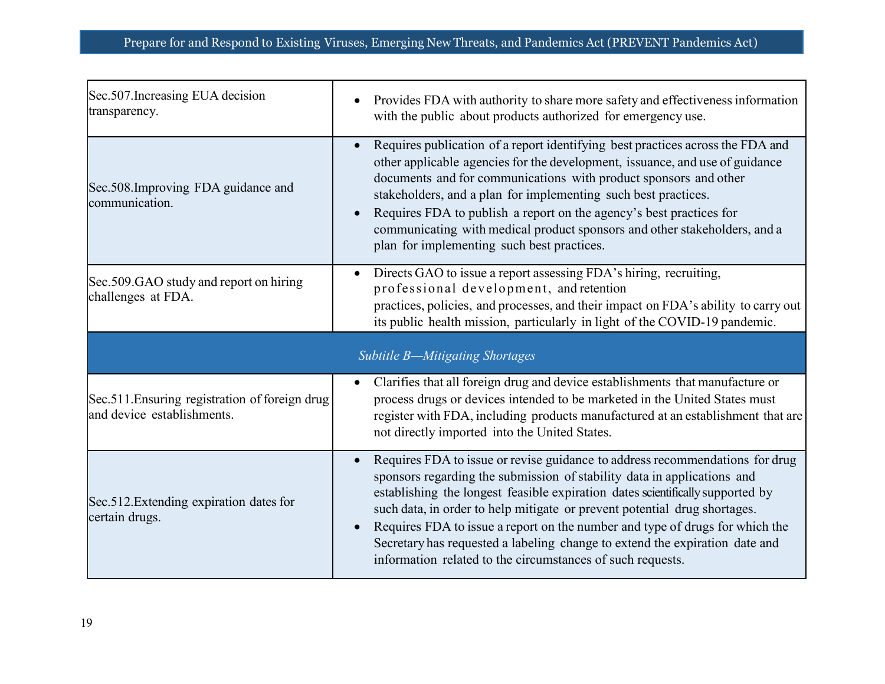| Sec.507.Increasing EUA decision transparency. | • Provides FDA with authority to share more safety and effectiveness information with the public about products authorized for emergency use. |
|---|---|
| Sec.508.Improving FDA guidance and communication. | • Requires publication of a report identifying best practices across the FDA and other applicable agencies for the development, issuance, and use of guidance documents and for communications with product sponsors and other stakeholders, and a plan for implementing such best practices.<br>• Requires FDA to publish a report on the agency's best practices for communicating with medical product sponsors and other stakeholders, and a plan for implementing such best practices. |
| Sec.509.GAO study and report on hiring challenges at FDA. | • Directs GAO to issue a report assessing FDA's hiring, recruiting, professional development, and retention practices, policies, and processes, and their impact on FDA's ability to carry out its public health mission, particularly in light of the COVID-19 pandemic. |
| *Subtitle B—Mitigating Shortages* | |
| Sec.511.Ensuring registration of foreign drug and device establishments. | • Clarifies that all foreign drug and device establishments that manufacture or process drugs or devices intended to be marketed in the United States must register with FDA, including products manufactured at an establishment that are not directly imported into the United States. |
| Sec.512.Extending expiration dates for certain drugs. | • Requires FDA to issue or revise guidance to address recommendations for drug sponsors regarding the submission of stability data in applications and establishing the longest feasible expiration dates scientifically supported by such data, in order to help mitigate or prevent potential drug shortages.<br>• Requires FDA to issue a report on the number and type of drugs for which the Secretary has requested a labeling change to extend the expiration date and information related to the circumstances of such requests. |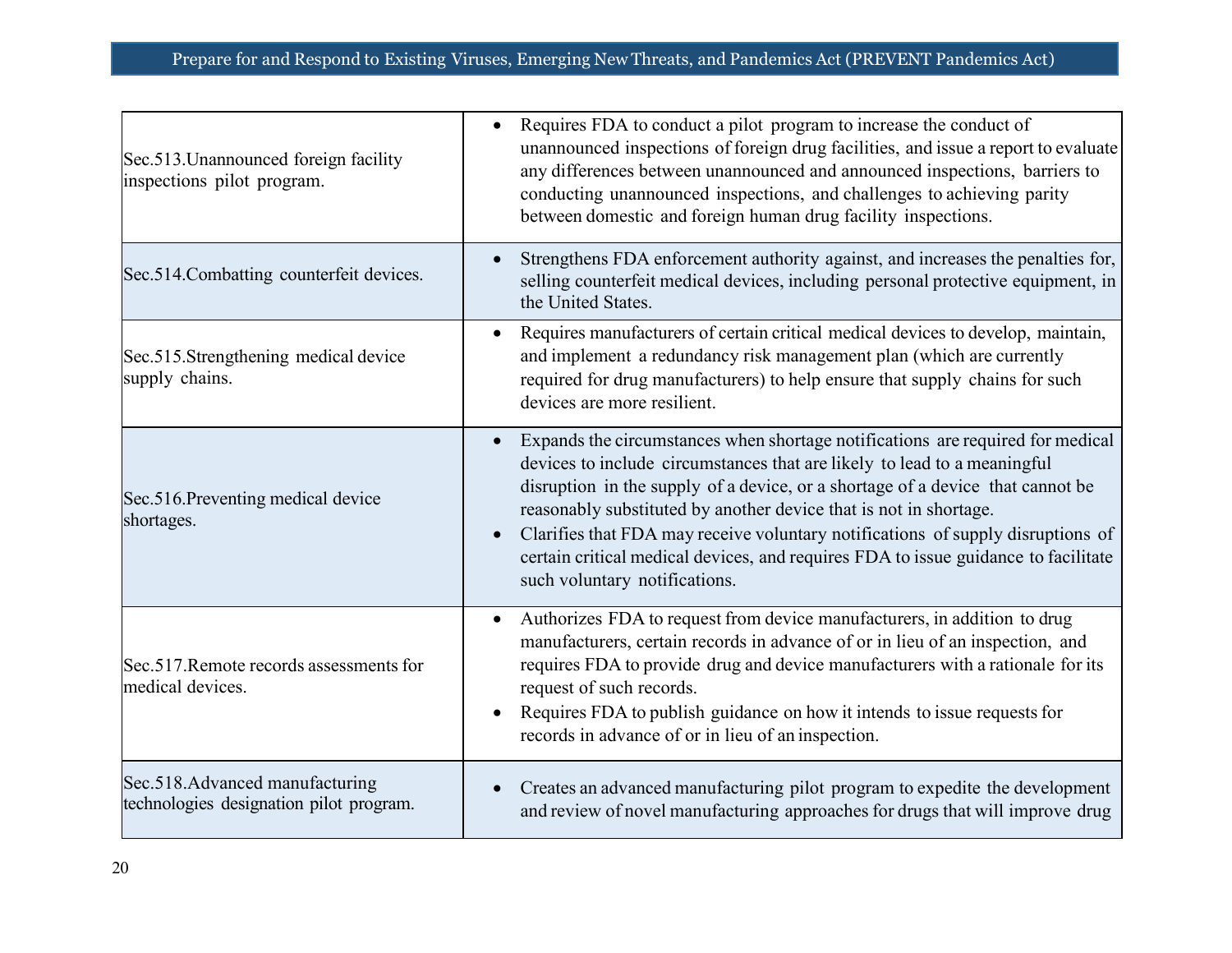| | |
|---|---|
| Sec.513.Unannounced foreign facility inspections pilot program. | • Requires FDA to conduct a pilot program to increase the conduct of unannounced inspections of foreign drug facilities, and issue a report to evaluate any differences between unannounced and announced inspections, barriers to conducting unannounced inspections, and challenges to achieving parity between domestic and foreign human drug facility inspections. |
| Sec.514.Combatting counterfeit devices. | • Strengthens FDA enforcement authority against, and increases the penalties for, selling counterfeit medical devices, including personal protective equipment, in the United States. |
| Sec.515.Strengthening medical device supply chains. | • Requires manufacturers of certain critical medical devices to develop, maintain, and implement a redundancy risk management plan (which are currently required for drug manufacturers) to help ensure that supply chains for such devices are more resilient. |
| Sec.516.Preventing medical device shortages. | • Expands the circumstances when shortage notifications are required for medical devices to include circumstances that are likely to lead to a meaningful disruption in the supply of a device, or a shortage of a device that cannot be reasonably substituted by another device that is not in shortage.<br>• Clarifies that FDA may receive voluntary notifications of supply disruptions of certain critical medical devices, and requires FDA to issue guidance to facilitate such voluntary notifications. |
| Sec.517.Remote records assessments for medical devices. | • Authorizes FDA to request from device manufacturers, in addition to drug manufacturers, certain records in advance of or in lieu of an inspection, and requires FDA to provide drug and device manufacturers with a rationale for its request of such records.<br>• Requires FDA to publish guidance on how it intends to issue requests for records in advance of or in lieu of an inspection. |
| Sec.518.Advanced manufacturing technologies designation pilot program. | • Creates an advanced manufacturing pilot program to expedite the development and review of novel manufacturing approaches for drugs that will improve drug |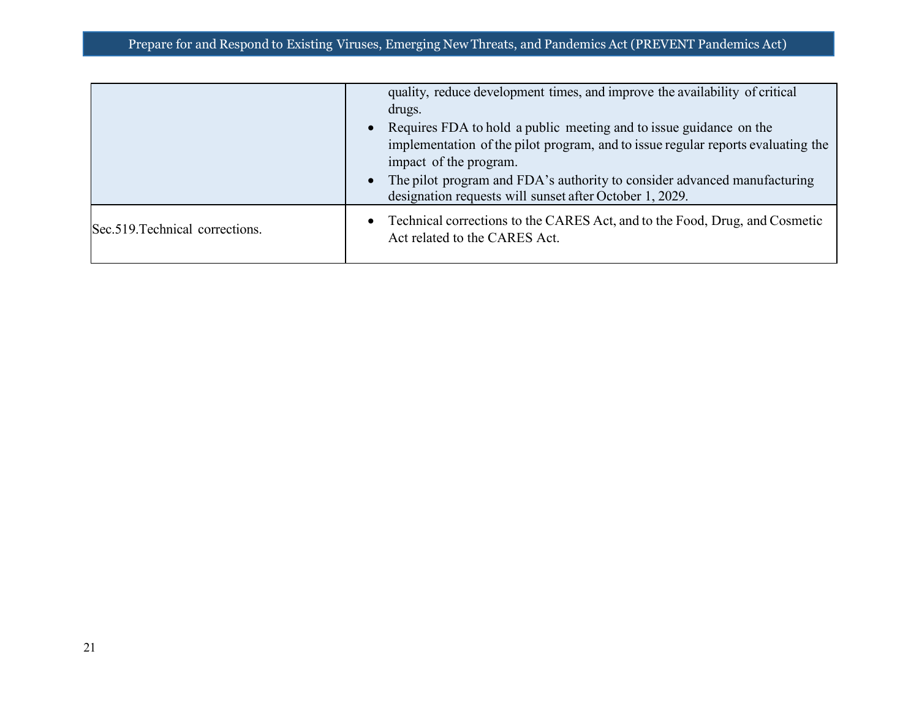| | |
|---|---|
| | quality, reduce development times, and improve the availability of critical drugs.<br>• Requires FDA to hold a public meeting and to issue guidance on the implementation of the pilot program, and to issue regular reports evaluating the impact of the program.<br>• The pilot program and FDA's authority to consider advanced manufacturing designation requests will sunset after October 1, 2029. |
| Sec.519.Technical corrections. | • Technical corrections to the CARES Act, and to the Food, Drug, and Cosmetic Act related to the CARES Act. |